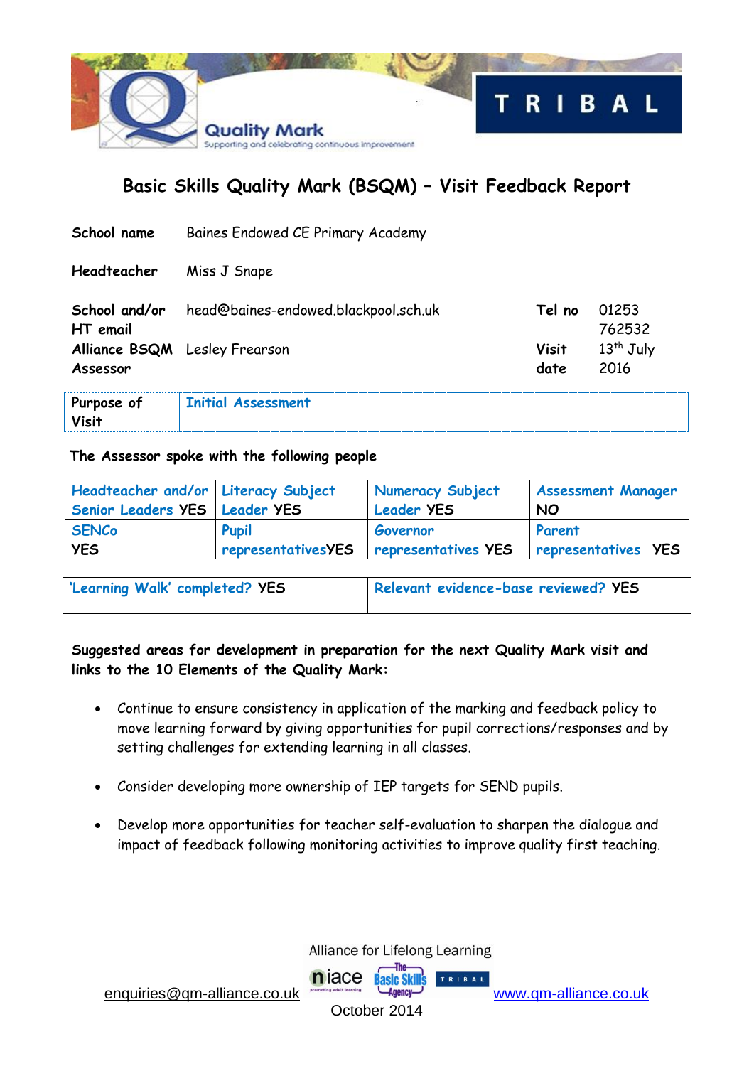Quality Mark
Supporting and celebrating continuous improvement

TRIBAL

## Basic Skills Quality Mark (BSQM) – Visit Feedback Report

| | | | |
|---|---|---|---|
| **School name** | Baines Endowed CE Primary Academy | | |
| **Headteacher** | Miss J Snape | | |
| **School and/or HT email** | head@baines-endowed.blackpool.sch.uk | **Tel no** | 01253 762532 |
| **Alliance BSQM Assessor** | Lesley Frearson | **Visit date** | 13th July 2016 |

| **Purpose of Visit** | Initial Assessment |
|---|---|

**The Assessor spoke with the following people**

| | | | |
|---|---|---|---|
| Headteacher and/or Senior Leaders **YES** | Literacy Subject Leader **YES** | Numeracy Subject Leader **YES** | Assessment Manager **NO** |
| SENCo **YES** | Pupil representatives**YES** | Governor representatives **YES** | Parent representatives **YES** |

| | |
|---|---|
| 'Learning Walk' completed? **YES** | Relevant evidence-base reviewed? **YES** |

**Suggested areas for development in preparation for the next Quality Mark visit and links to the 10 Elements of the Quality Mark:**

- Continue to ensure consistency in application of the marking and feedback policy to move learning forward by giving opportunities for pupil corrections/responses and by setting challenges for extending learning in all classes.
- Consider developing more ownership of IEP targets for SEND pupils.
- Develop more opportunities for teacher self-evaluation to sharpen the dialogue and impact of feedback following monitoring activities to improve quality first teaching.

Alliance for Lifelong Learning

enquiries@qm-alliance.co.uk www.qm-alliance.co.uk

October 2014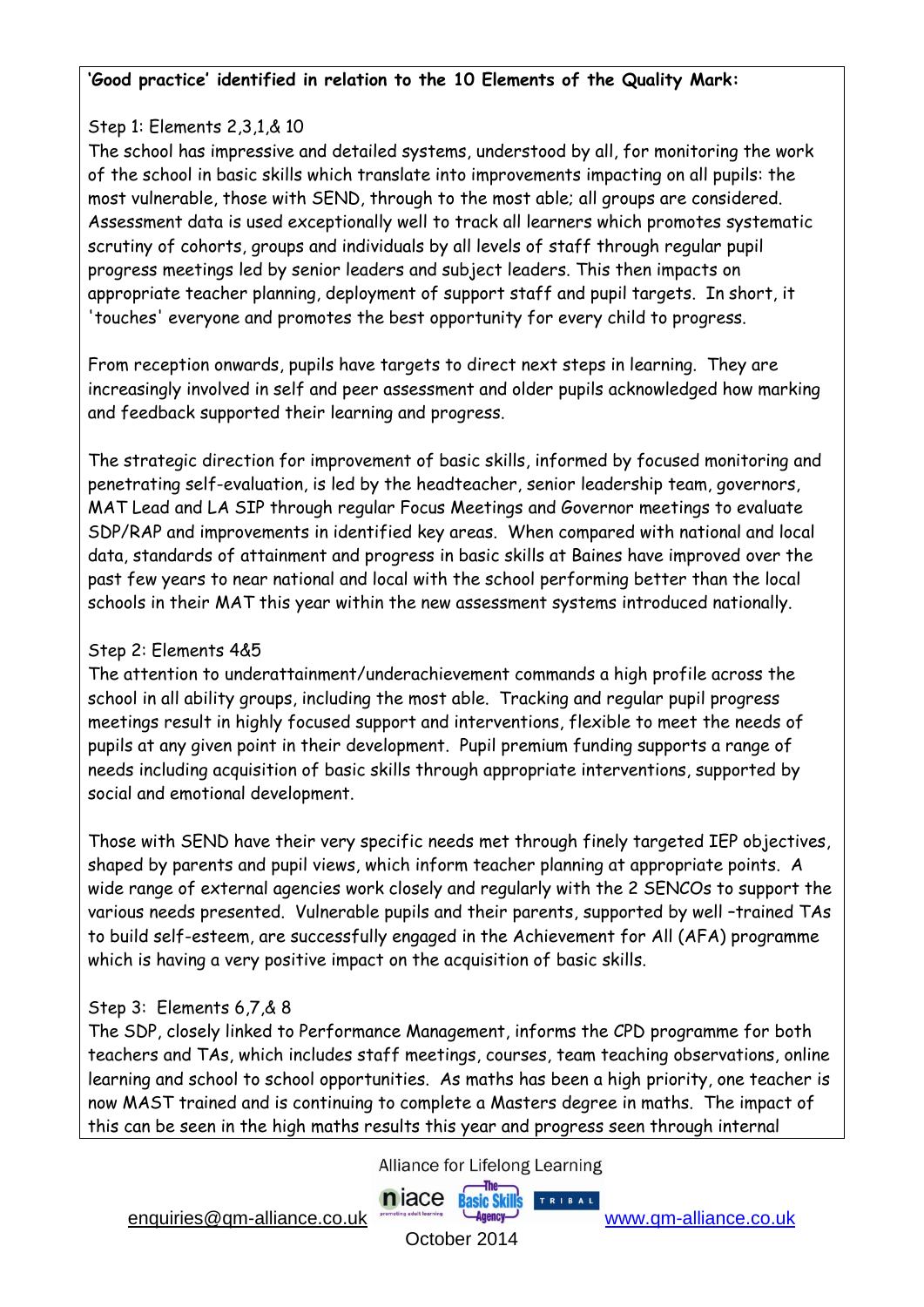**'Good practice' identified in relation to the 10 Elements of the Quality Mark:**

Step 1: Elements 2,3,1,& 10

The school has impressive and detailed systems, understood by all, for monitoring the work of the school in basic skills which translate into improvements impacting on all pupils: the most vulnerable, those with SEND, through to the most able; all groups are considered. Assessment data is used exceptionally well to track all learners which promotes systematic scrutiny of cohorts, groups and individuals by all levels of staff through regular pupil progress meetings led by senior leaders and subject leaders. This then impacts on appropriate teacher planning, deployment of support staff and pupil targets. In short, it 'touches' everyone and promotes the best opportunity for every child to progress.

From reception onwards, pupils have targets to direct next steps in learning. They are increasingly involved in self and peer assessment and older pupils acknowledged how marking and feedback supported their learning and progress.

The strategic direction for improvement of basic skills, informed by focused monitoring and penetrating self-evaluation, is led by the headteacher, senior leadership team, governors, MAT Lead and LA SIP through regular Focus Meetings and Governor meetings to evaluate SDP/RAP and improvements in identified key areas. When compared with national and local data, standards of attainment and progress in basic skills at Baines have improved over the past few years to near national and local with the school performing better than the local schools in their MAT this year within the new assessment systems introduced nationally.

Step 2: Elements 4&5

The attention to underattainment/underachievement commands a high profile across the school in all ability groups, including the most able. Tracking and regular pupil progress meetings result in highly focused support and interventions, flexible to meet the needs of pupils at any given point in their development. Pupil premium funding supports a range of needs including acquisition of basic skills through appropriate interventions, supported by social and emotional development.

Those with SEND have their very specific needs met through finely targeted IEP objectives, shaped by parents and pupil views, which inform teacher planning at appropriate points. A wide range of external agencies work closely and regularly with the 2 SENCOs to support the various needs presented. Vulnerable pupils and their parents, supported by well –trained TAs to build self-esteem, are successfully engaged in the Achievement for All (AFA) programme which is having a very positive impact on the acquisition of basic skills.

Step 3: Elements 6,7,& 8

The SDP, closely linked to Performance Management, informs the CPD programme for both teachers and TAs, which includes staff meetings, courses, team teaching observations, online learning and school to school opportunities. As maths has been a high priority, one teacher is now MAST trained and is continuing to complete a Masters degree in maths. The impact of this can be seen in the high maths results this year and progress seen through internal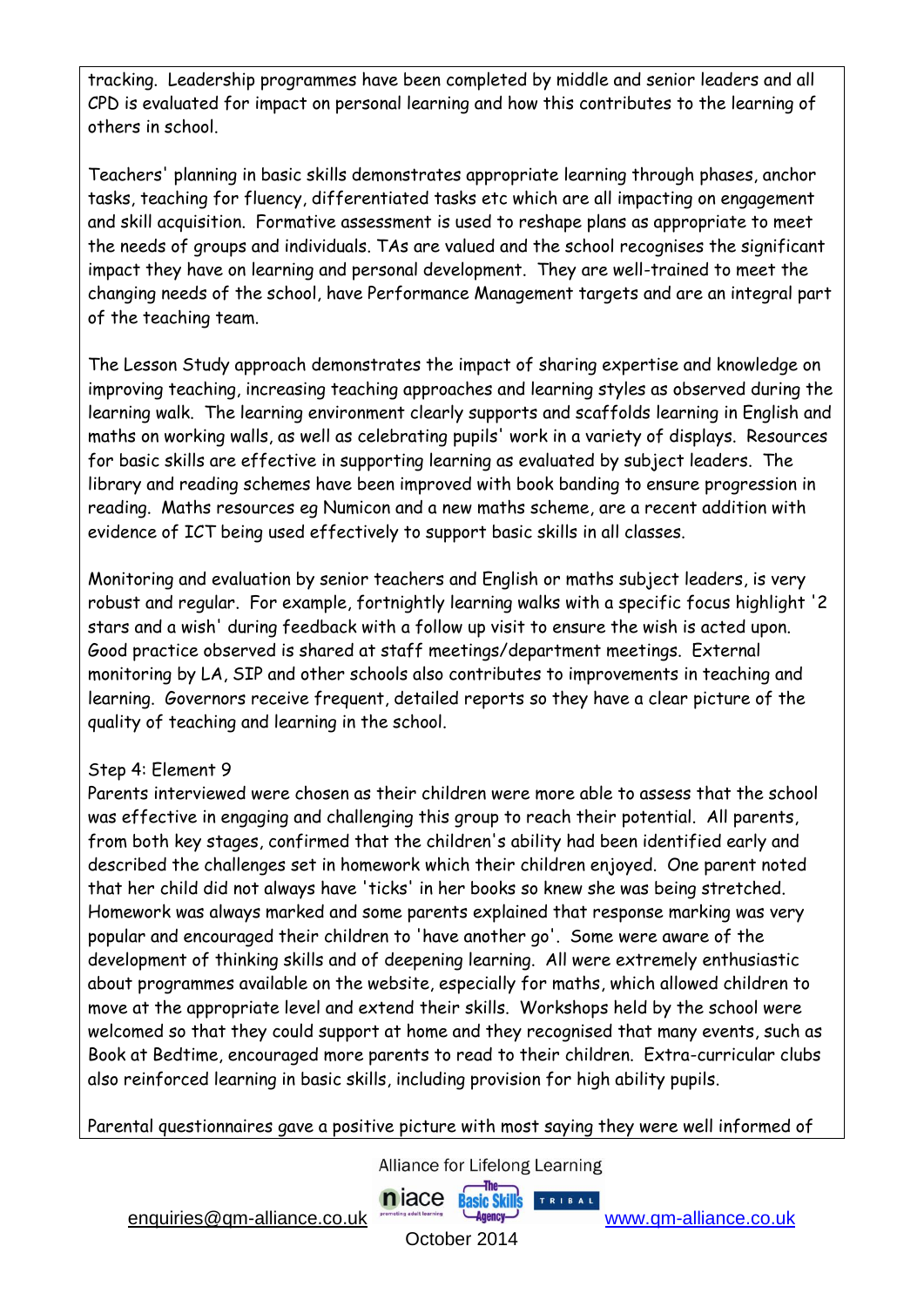tracking. Leadership programmes have been completed by middle and senior leaders and all CPD is evaluated for impact on personal learning and how this contributes to the learning of others in school.

Teachers' planning in basic skills demonstrates appropriate learning through phases, anchor tasks, teaching for fluency, differentiated tasks etc which are all impacting on engagement and skill acquisition. Formative assessment is used to reshape plans as appropriate to meet the needs of groups and individuals. TAs are valued and the school recognises the significant impact they have on learning and personal development. They are well-trained to meet the changing needs of the school, have Performance Management targets and are an integral part of the teaching team.

The Lesson Study approach demonstrates the impact of sharing expertise and knowledge on improving teaching, increasing teaching approaches and learning styles as observed during the learning walk. The learning environment clearly supports and scaffolds learning in English and maths on working walls, as well as celebrating pupils' work in a variety of displays. Resources for basic skills are effective in supporting learning as evaluated by subject leaders. The library and reading schemes have been improved with book banding to ensure progression in reading. Maths resources eg Numicon and a new maths scheme, are a recent addition with evidence of ICT being used effectively to support basic skills in all classes.

Monitoring and evaluation by senior teachers and English or maths subject leaders, is very robust and regular. For example, fortnightly learning walks with a specific focus highlight '2 stars and a wish' during feedback with a follow up visit to ensure the wish is acted upon. Good practice observed is shared at staff meetings/department meetings. External monitoring by LA, SIP and other schools also contributes to improvements in teaching and learning. Governors receive frequent, detailed reports so they have a clear picture of the quality of teaching and learning in the school.

Step 4: Element 9

Parents interviewed were chosen as their children were more able to assess that the school was effective in engaging and challenging this group to reach their potential. All parents, from both key stages, confirmed that the children's ability had been identified early and described the challenges set in homework which their children enjoyed. One parent noted that her child did not always have 'ticks' in her books so knew she was being stretched. Homework was always marked and some parents explained that response marking was very popular and encouraged their children to 'have another go'. Some were aware of the development of thinking skills and of deepening learning. All were extremely enthusiastic about programmes available on the website, especially for maths, which allowed children to move at the appropriate level and extend their skills. Workshops held by the school were welcomed so that they could support at home and they recognised that many events, such as Book at Bedtime, encouraged more parents to read to their children. Extra-curricular clubs also reinforced learning in basic skills, including provision for high ability pupils.

Parental questionnaires gave a positive picture with most saying they were well informed of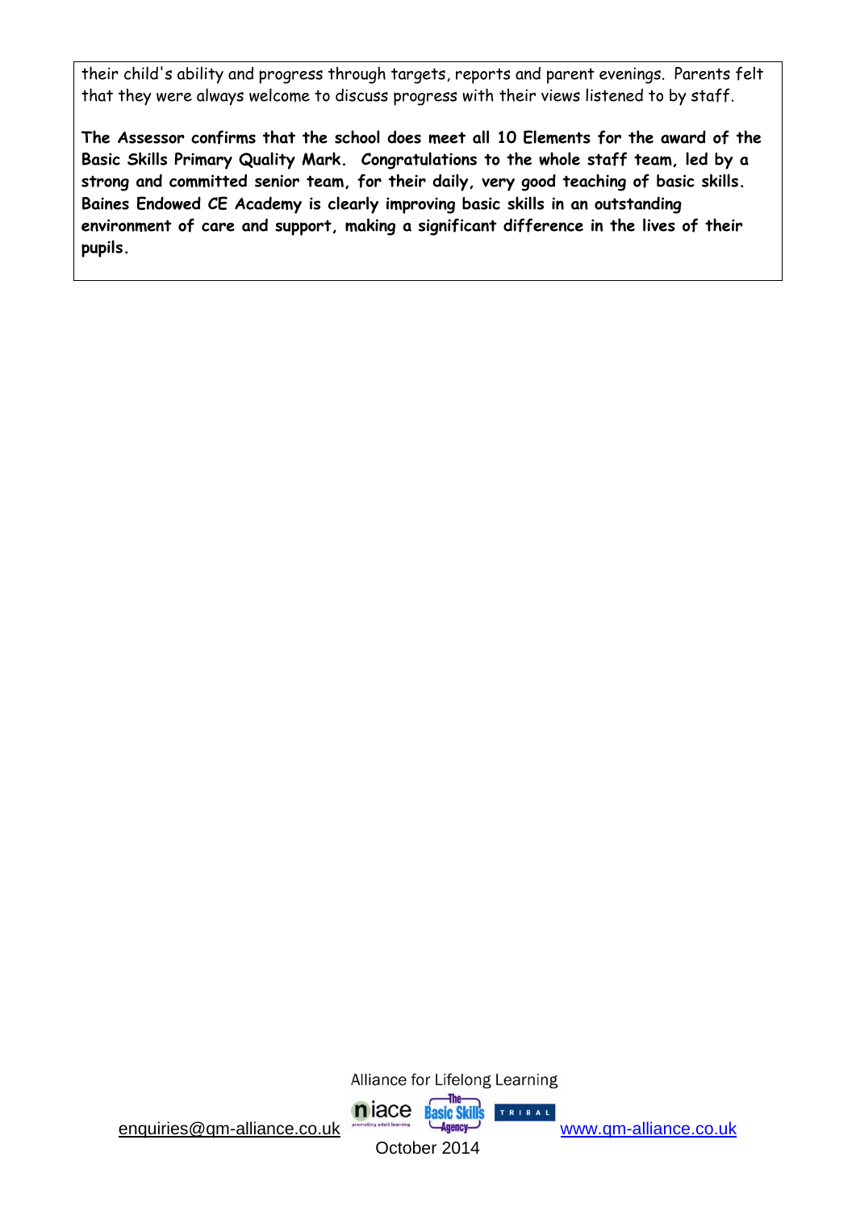their child's ability and progress through targets, reports and parent evenings. Parents felt that they were always welcome to discuss progress with their views listened to by staff.

**The Assessor confirms that the school does meet all 10 Elements for the award of the Basic Skills Primary Quality Mark. Congratulations to the whole staff team, led by a strong and committed senior team, for their daily, very good teaching of basic skills. Baines Endowed CE Academy is clearly improving basic skills in an outstanding environment of care and support, making a significant difference in the lives of their pupils.**